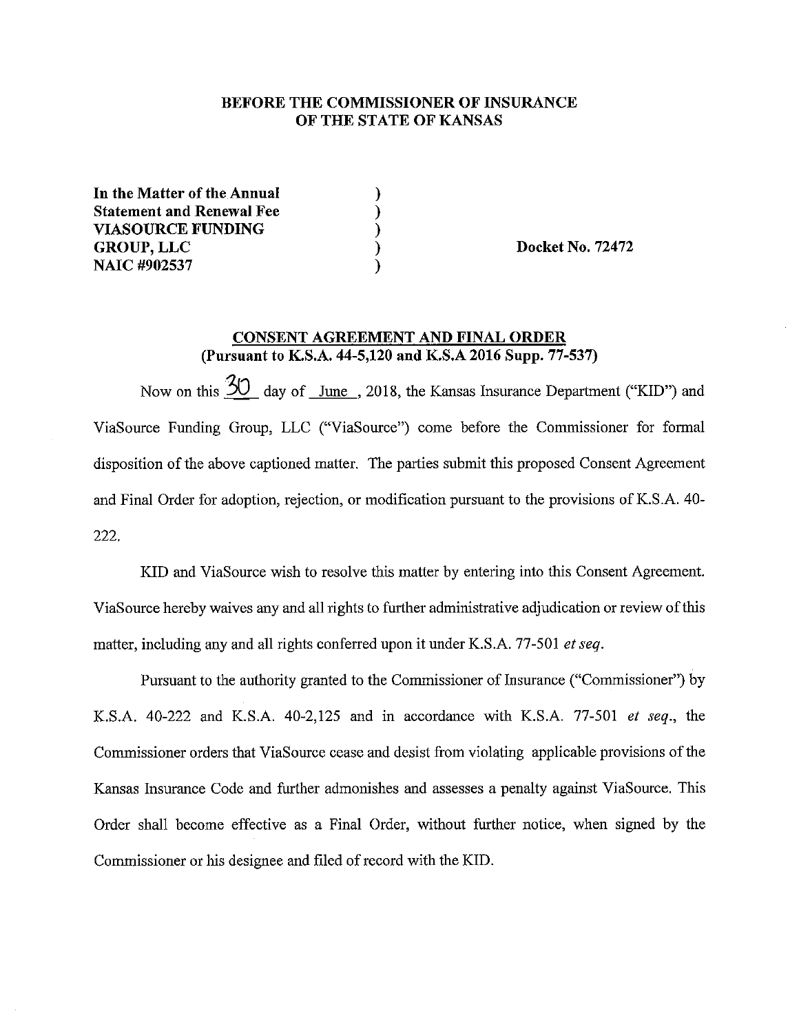**BEFORE THE COMMISSIONER OF INSURANCE**
**OF THE STATE OF KANSAS**

**In the Matter of the Annual** )
**Statement and Renewal Fee** )
**VIASOURCE FUNDING** )
**GROUP, LLC** ) **Docket No. 72472**
**NAIC #902537** )

**CONSENT AGREEMENT AND FINAL ORDER**
**(Pursuant to K.S.A. 44-5,120 and K.S.A 2016 Supp. 77-537)**

Now on this 30 day of June, 2018, the Kansas Insurance Department ("KID") and ViaSource Funding Group, LLC ("ViaSource") come before the Commissioner for formal disposition of the above captioned matter. The parties submit this proposed Consent Agreement and Final Order for adoption, rejection, or modification pursuant to the provisions of K.S.A. 40-222.

KID and ViaSource wish to resolve this matter by entering into this Consent Agreement. ViaSource hereby waives any and all rights to further administrative adjudication or review of this matter, including any and all rights conferred upon it under K.S.A. 77-501 *et seq*.

Pursuant to the authority granted to the Commissioner of Insurance ("Commissioner") by K.S.A. 40-222 and K.S.A. 40-2,125 and in accordance with K.S.A. 77-501 *et seq*., the Commissioner orders that ViaSource cease and desist from violating applicable provisions of the Kansas Insurance Code and further admonishes and assesses a penalty against ViaSource. This Order shall become effective as a Final Order, without further notice, when signed by the Commissioner or his designee and filed of record with the KID.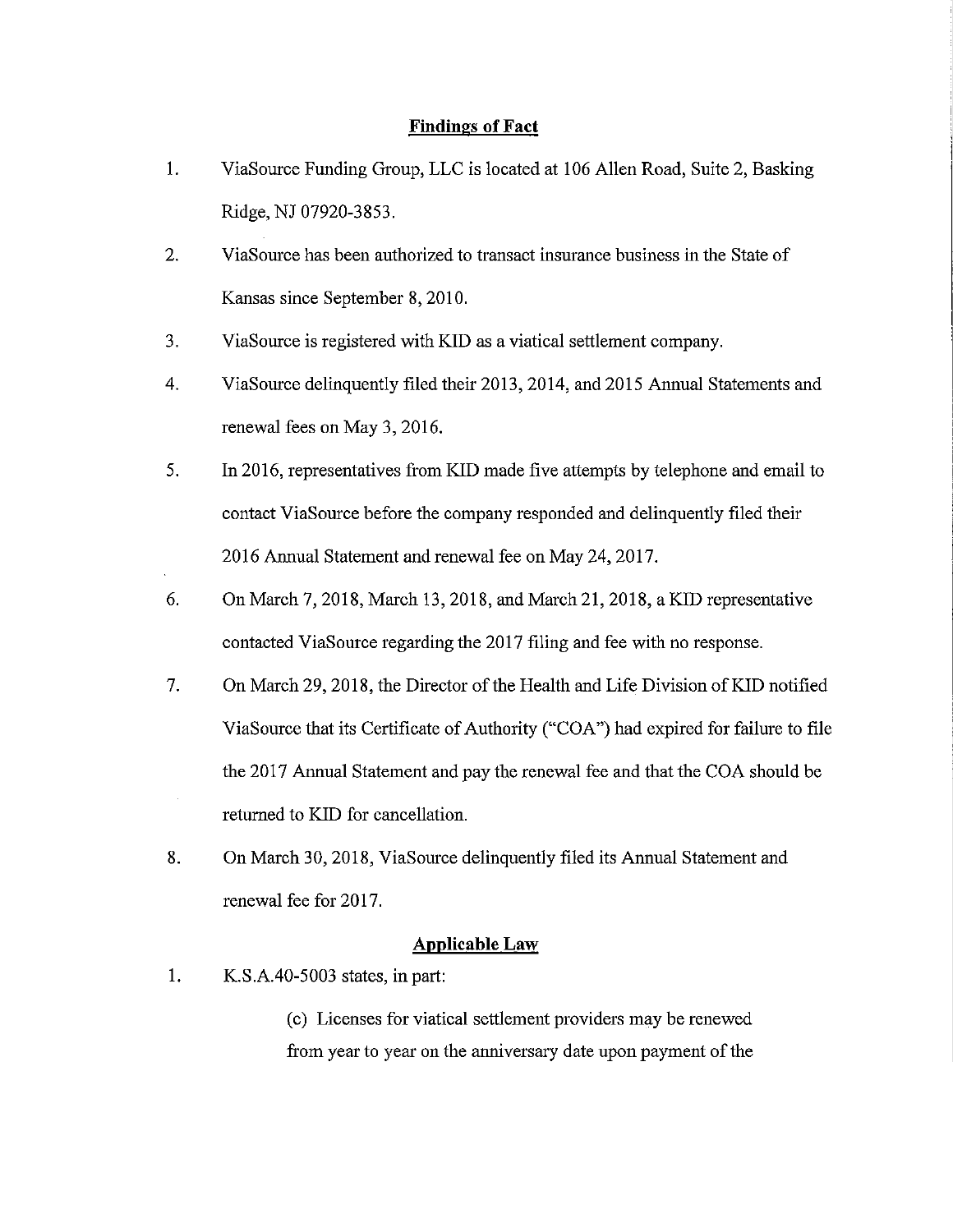## Findings of Fact

1. ViaSource Funding Group, LLC is located at 106 Allen Road, Suite 2, Basking Ridge, NJ 07920-3853.
2. ViaSource has been authorized to transact insurance business in the State of Kansas since September 8, 2010.
3. ViaSource is registered with KID as a viatical settlement company.
4. ViaSource delinquently filed their 2013, 2014, and 2015 Annual Statements and renewal fees on May 3, 2016.
5. In 2016, representatives from KID made five attempts by telephone and email to contact ViaSource before the company responded and delinquently filed their 2016 Annual Statement and renewal fee on May 24, 2017.
6. On March 7, 2018, March 13, 2018, and March 21, 2018, a KID representative contacted ViaSource regarding the 2017 filing and fee with no response.
7. On March 29, 2018, the Director of the Health and Life Division of KID notified ViaSource that its Certificate of Authority ("COA") had expired for failure to file the 2017 Annual Statement and pay the renewal fee and that the COA should be returned to KID for cancellation.
8. On March 30, 2018, ViaSource delinquently filed its Annual Statement and renewal fee for 2017.

## Applicable Law

1. K.S.A.40-5003 states, in part:

   > (c) Licenses for viatical settlement providers may be renewed from year to year on the anniversary date upon payment of the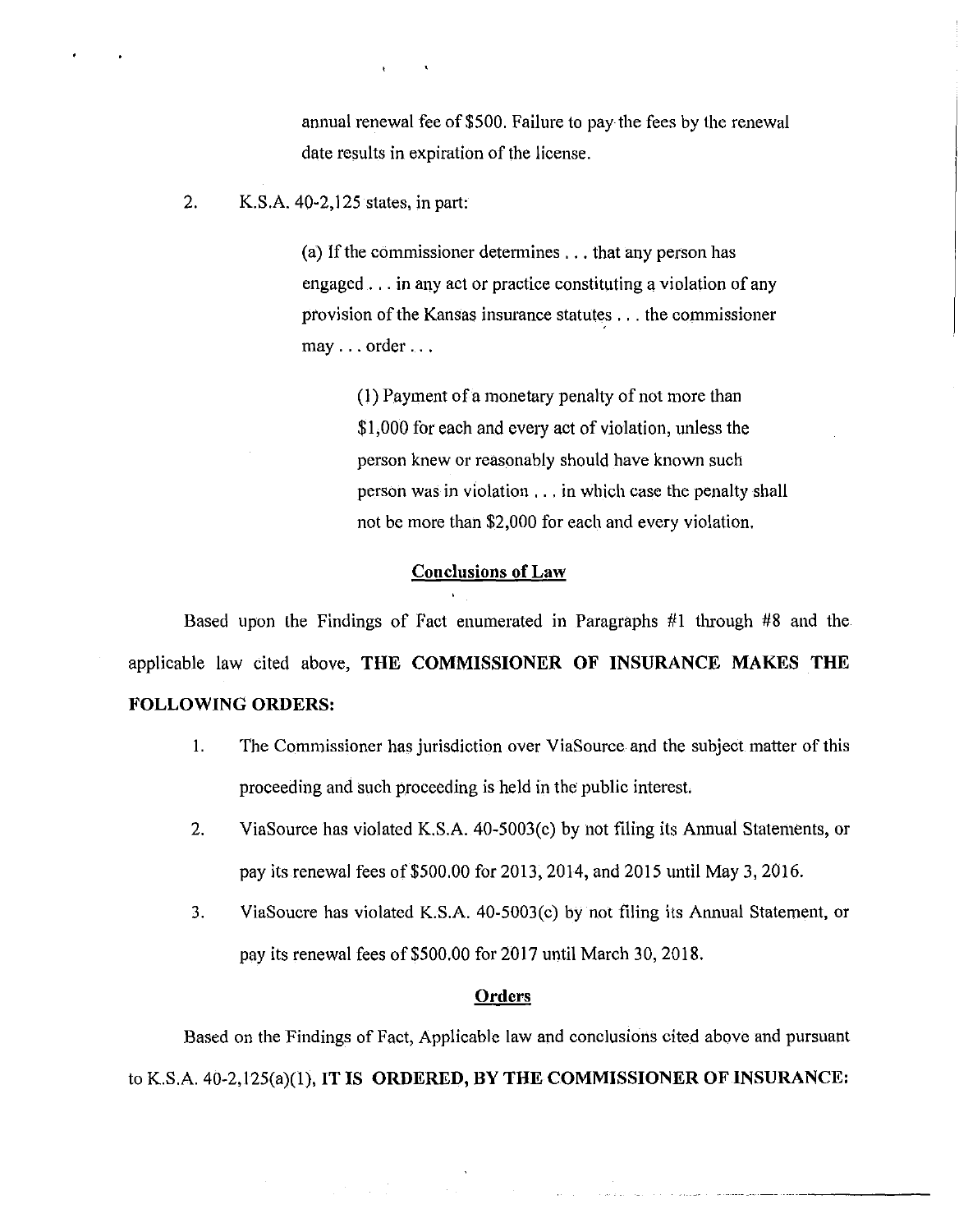annual renewal fee of $500. Failure to pay the fees by the renewal date results in expiration of the license.

2. K.S.A. 40-2,125 states, in part:

> (a) If the commissioner determines . . . that any person has engaged . . . in any act or practice constituting a violation of any provision of the Kansas insurance statutes . . . the commissioner may . . . order . . .
>
> > (1) Payment of a monetary penalty of not more than $1,000 for each and every act of violation, unless the person knew or reasonably should have known such person was in violation . . . in which case the penalty shall not be more than $2,000 for each and every violation.

## Conclusions of Law

Based upon the Findings of Fact enumerated in Paragraphs #1 through #8 and the applicable law cited above, **THE COMMISSIONER OF INSURANCE MAKES THE FOLLOWING ORDERS:**

1. The Commissioner has jurisdiction over ViaSource and the subject matter of this proceeding and such proceeding is held in the public interest.
2. ViaSource has violated K.S.A. 40-5003(c) by not filing its Annual Statements, or pay its renewal fees of $500.00 for 2013, 2014, and 2015 until May 3, 2016.
3. ViaSoucre has violated K.S.A. 40-5003(c) by not filing its Annual Statement, or pay its renewal fees of $500.00 for 2017 until March 30, 2018.

## Orders

Based on the Findings of Fact, Applicable law and conclusions cited above and pursuant to K.S.A. 40-2,125(a)(1), **IT IS ORDERED, BY THE COMMISSIONER OF INSURANCE:**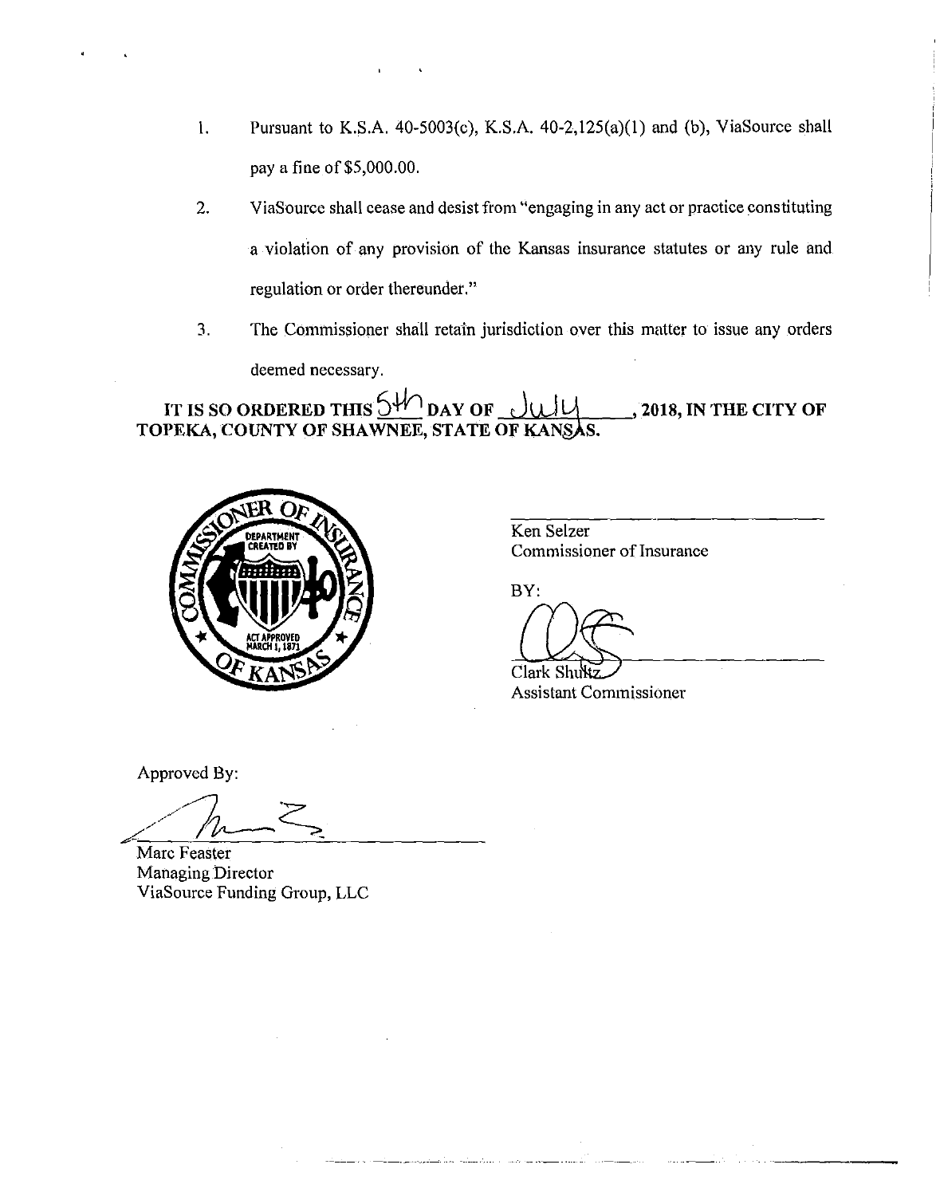1. Pursuant to K.S.A. 40-5003(c), K.S.A. 40-2,125(a)(1) and (b), ViaSource shall pay a fine of $5,000.00.

2. ViaSource shall cease and desist from "engaging in any act or practice constituting a violation of any provision of the Kansas insurance statutes or any rule and regulation or order thereunder."

3. The Commissioner shall retain jurisdiction over this matter to issue any orders deemed necessary.

**IT IS SO ORDERED THIS 5th DAY OF July, 2018, IN THE CITY OF TOPEKA, COUNTY OF SHAWNEE, STATE OF KANSAS.**

COMMISSIONER OF INSURANCE OF KANSAS — DEPARTMENT CREATED BY ACT APPROVED MARCH 1, 1871

Ken Selzer
Commissioner of Insurance

BY:

Clark Shultz
Assistant Commissioner

Approved By:

Marc Feaster
Managing Director
ViaSource Funding Group, LLC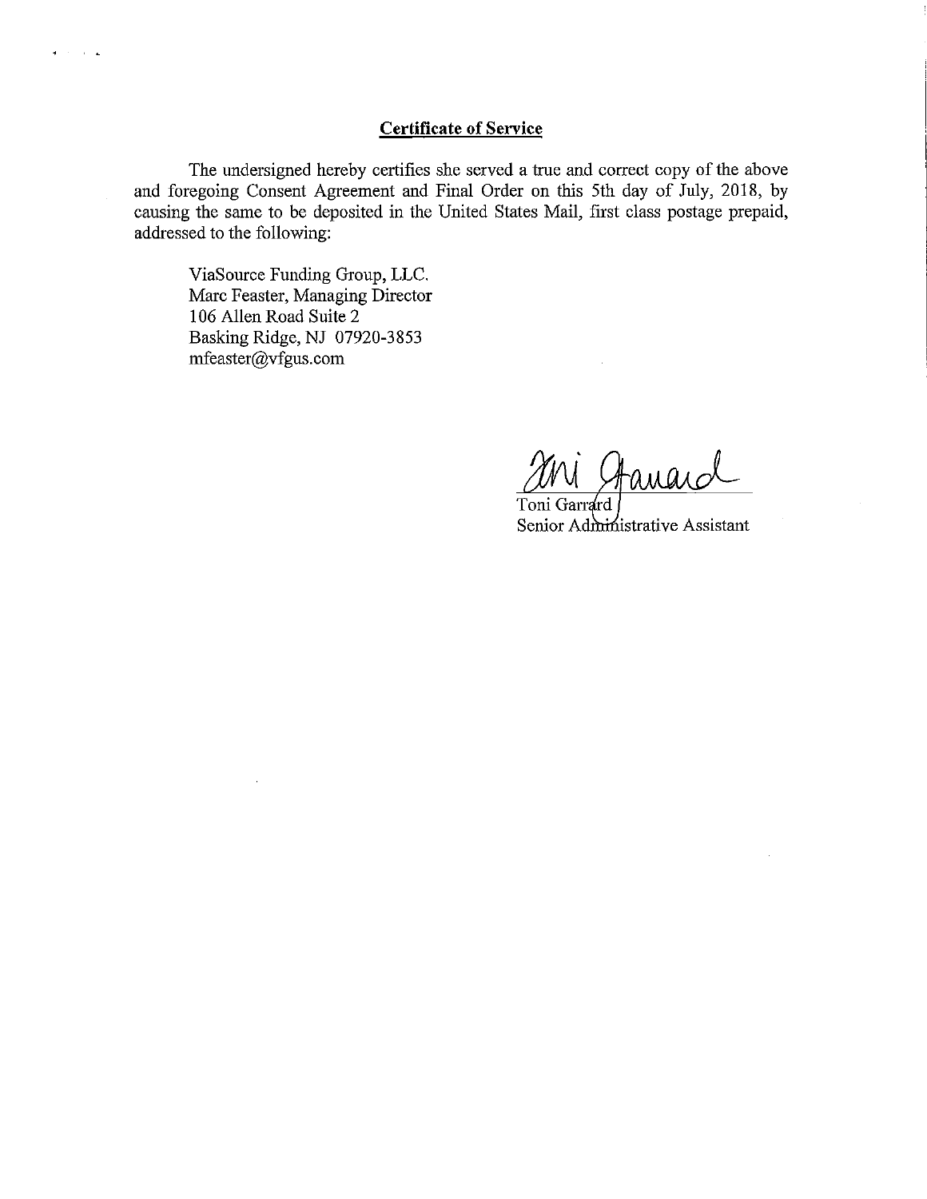**Certificate of Service**

The undersigned hereby certifies she served a true and correct copy of the above and foregoing Consent Agreement and Final Order on this 5th day of July, 2018, by causing the same to be deposited in the United States Mail, first class postage prepaid, addressed to the following:

ViaSource Funding Group, LLC.
Marc Feaster, Managing Director
106 Allen Road Suite 2
Basking Ridge, NJ 07920-3853
mfeaster@vfgus.com

Toni Garrard
Senior Administrative Assistant